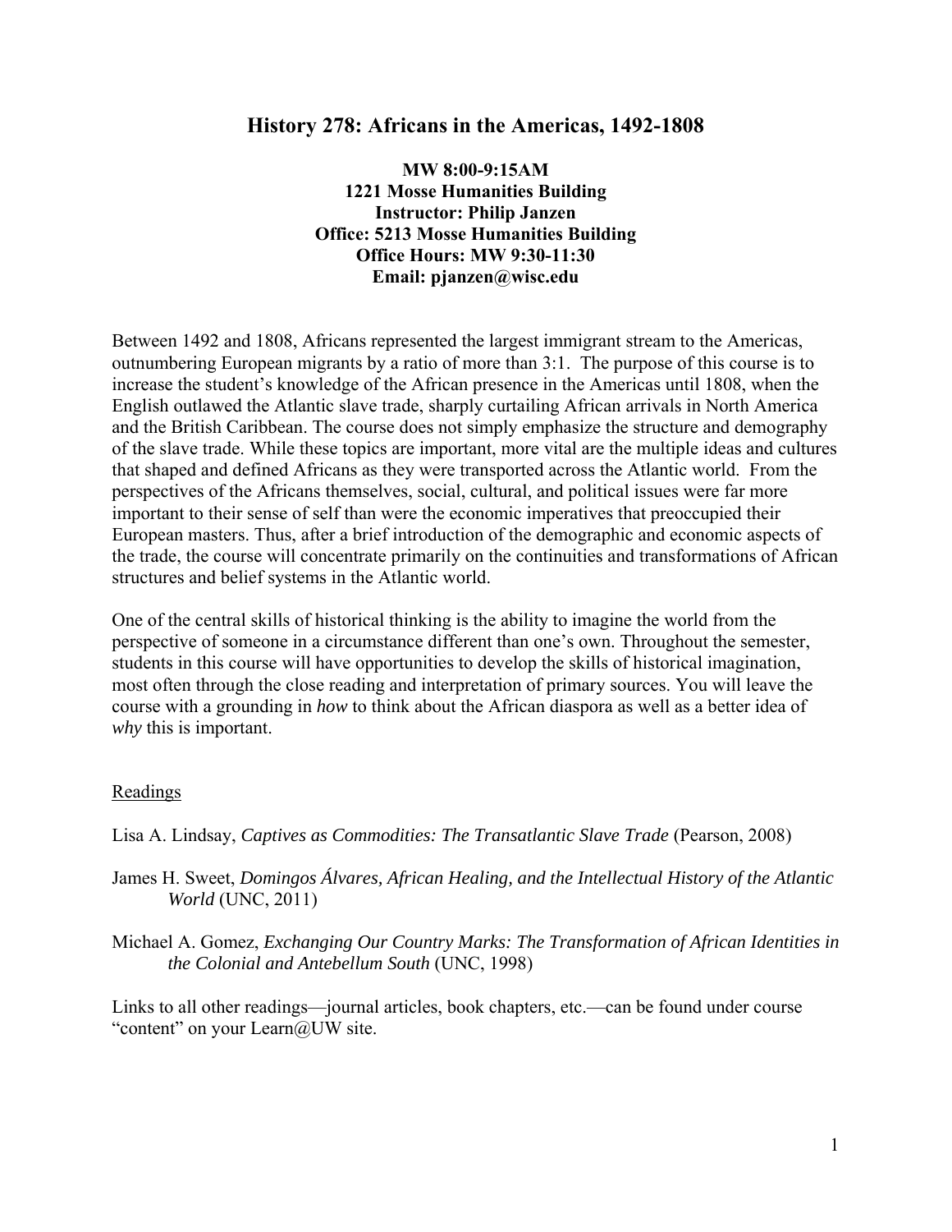# History 278: Africans in the Americas, 1492-1808

**MW 8:00-9:15AM**
**1221 Mosse Humanities Building**
**Instructor: Philip Janzen**
**Office: 5213 Mosse Humanities Building**
**Office Hours: MW 9:30-11:30**
**Email: pjanzen@wisc.edu**

Between 1492 and 1808, Africans represented the largest immigrant stream to the Americas, outnumbering European migrants by a ratio of more than 3:1. The purpose of this course is to increase the student's knowledge of the African presence in the Americas until 1808, when the English outlawed the Atlantic slave trade, sharply curtailing African arrivals in North America and the British Caribbean. The course does not simply emphasize the structure and demography of the slave trade. While these topics are important, more vital are the multiple ideas and cultures that shaped and defined Africans as they were transported across the Atlantic world. From the perspectives of the Africans themselves, social, cultural, and political issues were far more important to their sense of self than were the economic imperatives that preoccupied their European masters. Thus, after a brief introduction of the demographic and economic aspects of the trade, the course will concentrate primarily on the continuities and transformations of African structures and belief systems in the Atlantic world.

One of the central skills of historical thinking is the ability to imagine the world from the perspective of someone in a circumstance different than one's own. Throughout the semester, students in this course will have opportunities to develop the skills of historical imagination, most often through the close reading and interpretation of primary sources. You will leave the course with a grounding in *how* to think about the African diaspora as well as a better idea of *why* this is important.

## Readings

Lisa A. Lindsay, *Captives as Commodities: The Transatlantic Slave Trade* (Pearson, 2008)

James H. Sweet, *Domingos Álvares, African Healing, and the Intellectual History of the Atlantic World* (UNC, 2011)

Michael A. Gomez, *Exchanging Our Country Marks: The Transformation of African Identities in the Colonial and Antebellum South* (UNC, 1998)

Links to all other readings—journal articles, book chapters, etc.—can be found under course "content" on your Learn@UW site.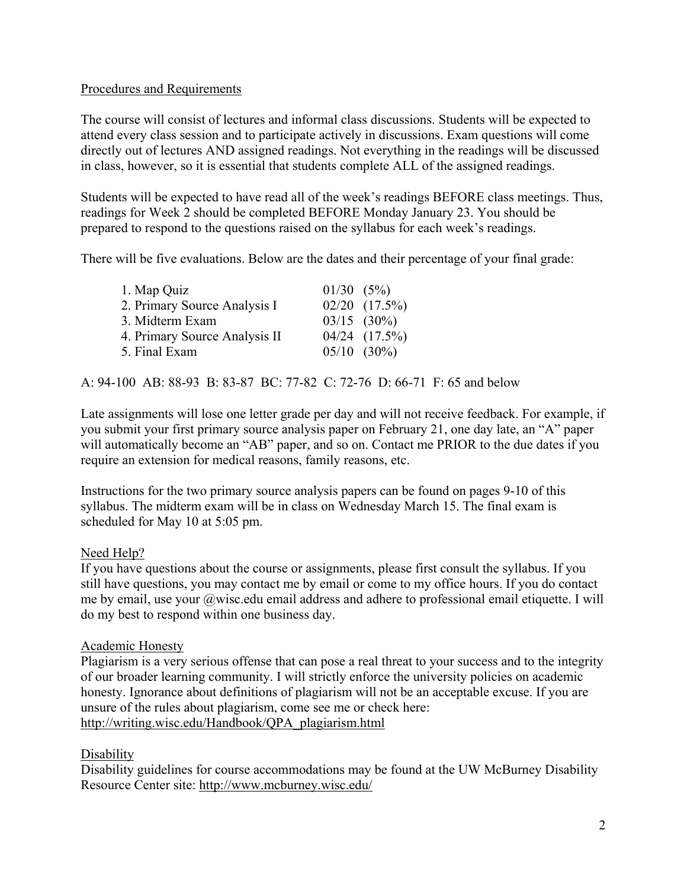## Procedures and Requirements

The course will consist of lectures and informal class discussions. Students will be expected to attend every class session and to participate actively in discussions. Exam questions will come directly out of lectures AND assigned readings. Not everything in the readings will be discussed in class, however, so it is essential that students complete ALL of the assigned readings.

Students will be expected to have read all of the week's readings BEFORE class meetings. Thus, readings for Week 2 should be completed BEFORE Monday January 23. You should be prepared to respond to the questions raised on the syllabus for each week's readings.

There will be five evaluations. Below are the dates and their percentage of your final grade:

| Evaluation | Date | Percentage |
|---|---|---|
| 1. Map Quiz | 01/30 | (5%) |
| 2. Primary Source Analysis I | 02/20 | (17.5%) |
| 3. Midterm Exam | 03/15 | (30%) |
| 4. Primary Source Analysis II | 04/24 | (17.5%) |
| 5. Final Exam | 05/10 | (30%) |

A: 94-100 AB: 88-93 B: 83-87 BC: 77-82 C: 72-76 D: 66-71 F: 65 and below

Late assignments will lose one letter grade per day and will not receive feedback. For example, if you submit your first primary source analysis paper on February 21, one day late, an "A" paper will automatically become an "AB" paper, and so on. Contact me PRIOR to the due dates if you require an extension for medical reasons, family reasons, etc.

Instructions for the two primary source analysis papers can be found on pages 9-10 of this syllabus. The midterm exam will be in class on Wednesday March 15. The final exam is scheduled for May 10 at 5:05 pm.

## Need Help?

If you have questions about the course or assignments, please first consult the syllabus. If you still have questions, you may contact me by email or come to my office hours. If you do contact me by email, use your @wisc.edu email address and adhere to professional email etiquette. I will do my best to respond within one business day.

## Academic Honesty

Plagiarism is a very serious offense that can pose a real threat to your success and to the integrity of our broader learning community. I will strictly enforce the university policies on academic honesty. Ignorance about definitions of plagiarism will not be an acceptable excuse. If you are unsure of the rules about plagiarism, come see me or check here: http://writing.wisc.edu/Handbook/QPA_plagiarism.html

## Disability

Disability guidelines for course accommodations may be found at the UW McBurney Disability Resource Center site: http://www.mcburney.wisc.edu/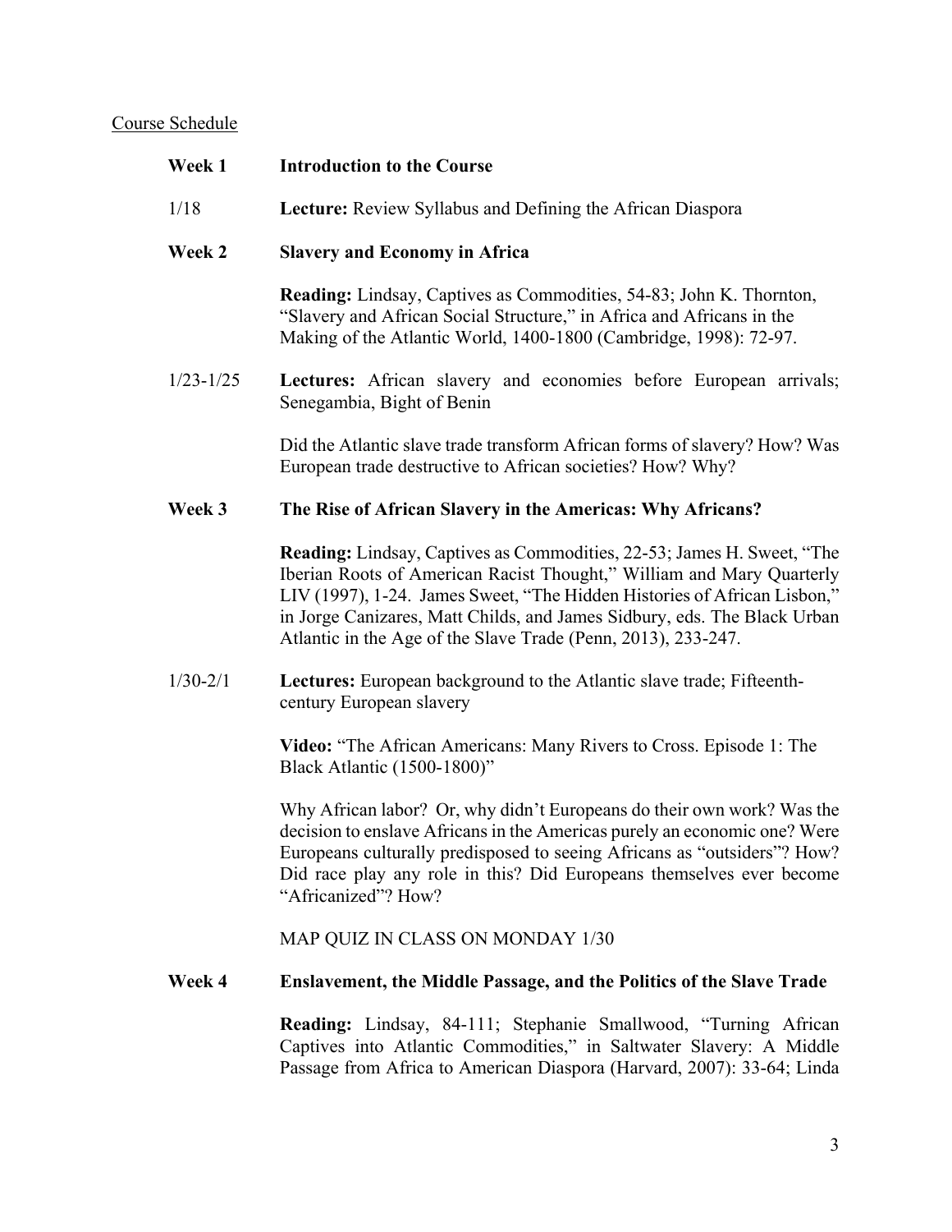Course Schedule

**Week 1** **Introduction to the Course**

1/18 **Lecture:** Review Syllabus and Defining the African Diaspora

**Week 2** **Slavery and Economy in Africa**

**Reading:** Lindsay, Captives as Commodities, 54-83; John K. Thornton, "Slavery and African Social Structure," in Africa and Africans in the Making of the Atlantic World, 1400-1800 (Cambridge, 1998): 72-97.

1/23-1/25 **Lectures:** African slavery and economies before European arrivals; Senegambia, Bight of Benin

Did the Atlantic slave trade transform African forms of slavery? How? Was European trade destructive to African societies? How? Why?

**Week 3** **The Rise of African Slavery in the Americas: Why Africans?**

**Reading:** Lindsay, Captives as Commodities, 22-53; James H. Sweet, "The Iberian Roots of American Racist Thought," William and Mary Quarterly LIV (1997), 1-24. James Sweet, "The Hidden Histories of African Lisbon," in Jorge Canizares, Matt Childs, and James Sidbury, eds. The Black Urban Atlantic in the Age of the Slave Trade (Penn, 2013), 233-247.

1/30-2/1 **Lectures:** European background to the Atlantic slave trade; Fifteenth-century European slavery

**Video:** "The African Americans: Many Rivers to Cross. Episode 1: The Black Atlantic (1500-1800)"

Why African labor? Or, why didn't Europeans do their own work? Was the decision to enslave Africans in the Americas purely an economic one? Were Europeans culturally predisposed to seeing Africans as "outsiders"? How? Did race play any role in this? Did Europeans themselves ever become "Africanized"? How?

MAP QUIZ IN CLASS ON MONDAY 1/30

**Week 4** **Enslavement, the Middle Passage, and the Politics of the Slave Trade**

**Reading:** Lindsay, 84-111; Stephanie Smallwood, "Turning African Captives into Atlantic Commodities," in Saltwater Slavery: A Middle Passage from Africa to American Diaspora (Harvard, 2007): 33-64; Linda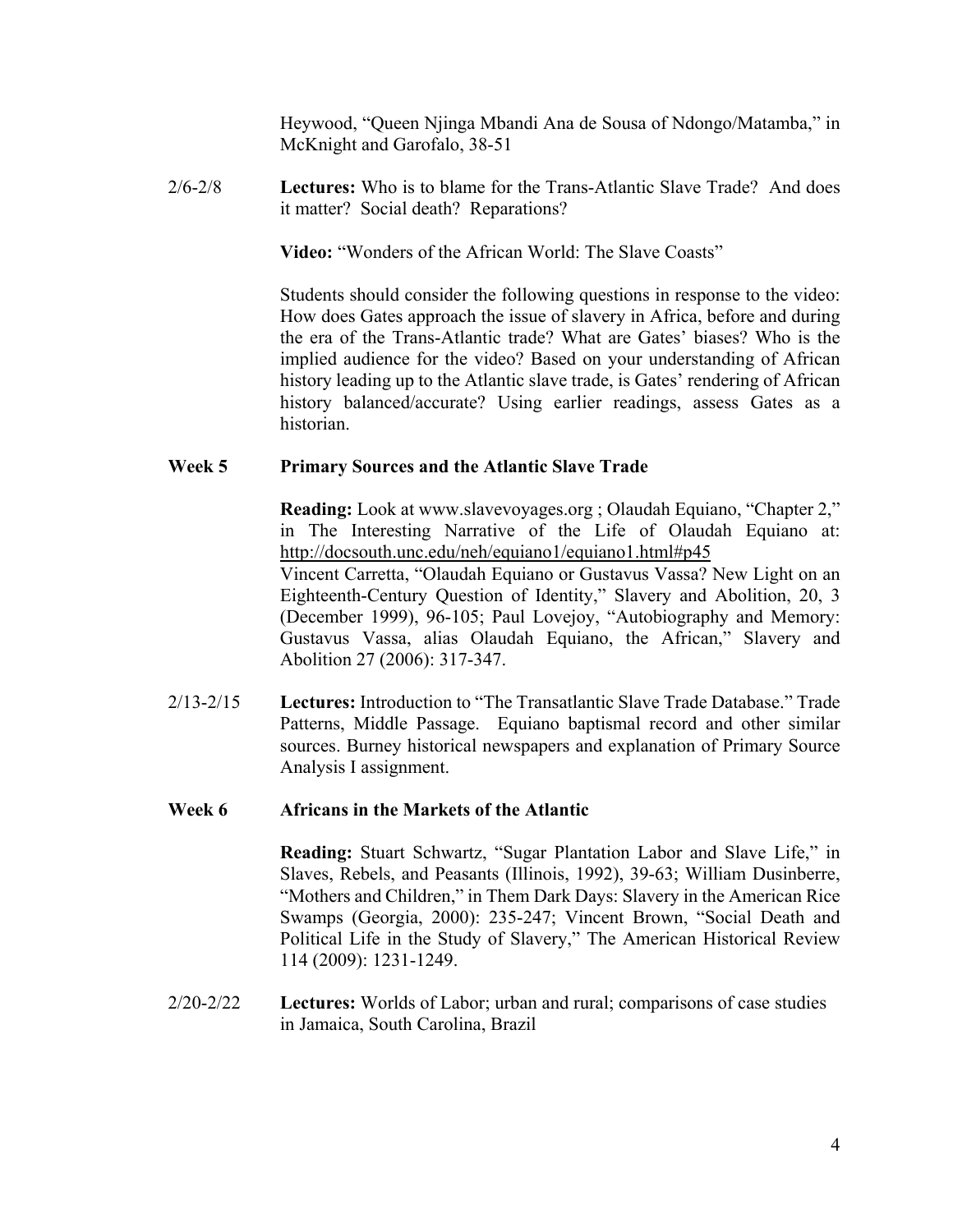Heywood, "Queen Njinga Mbandi Ana de Sousa of Ndongo/Matamba," in McKnight and Garofalo, 38-51

2/6-2/8 **Lectures:** Who is to blame for the Trans-Atlantic Slave Trade? And does it matter? Social death? Reparations?

**Video:** "Wonders of the African World: The Slave Coasts"

Students should consider the following questions in response to the video: How does Gates approach the issue of slavery in Africa, before and during the era of the Trans-Atlantic trade? What are Gates' biases? Who is the implied audience for the video? Based on your understanding of African history leading up to the Atlantic slave trade, is Gates' rendering of African history balanced/accurate? Using earlier readings, assess Gates as a historian.

**Week 5 Primary Sources and the Atlantic Slave Trade**

**Reading:** Look at www.slavevoyages.org ; Olaudah Equiano, "Chapter 2," in The Interesting Narrative of the Life of Olaudah Equiano at: http://docsouth.unc.edu/neh/equiano1/equiano1.html#p45
Vincent Carretta, "Olaudah Equiano or Gustavus Vassa? New Light on an Eighteenth-Century Question of Identity," Slavery and Abolition, 20, 3 (December 1999), 96-105; Paul Lovejoy, "Autobiography and Memory: Gustavus Vassa, alias Olaudah Equiano, the African," Slavery and Abolition 27 (2006): 317-347.

2/13-2/15 **Lectures:** Introduction to "The Transatlantic Slave Trade Database." Trade Patterns, Middle Passage. Equiano baptismal record and other similar sources. Burney historical newspapers and explanation of Primary Source Analysis I assignment.

**Week 6 Africans in the Markets of the Atlantic**

**Reading:** Stuart Schwartz, "Sugar Plantation Labor and Slave Life," in Slaves, Rebels, and Peasants (Illinois, 1992), 39-63; William Dusinberre, "Mothers and Children," in Them Dark Days: Slavery in the American Rice Swamps (Georgia, 2000): 235-247; Vincent Brown, "Social Death and Political Life in the Study of Slavery," The American Historical Review 114 (2009): 1231-1249.

2/20-2/22 **Lectures:** Worlds of Labor; urban and rural; comparisons of case studies in Jamaica, South Carolina, Brazil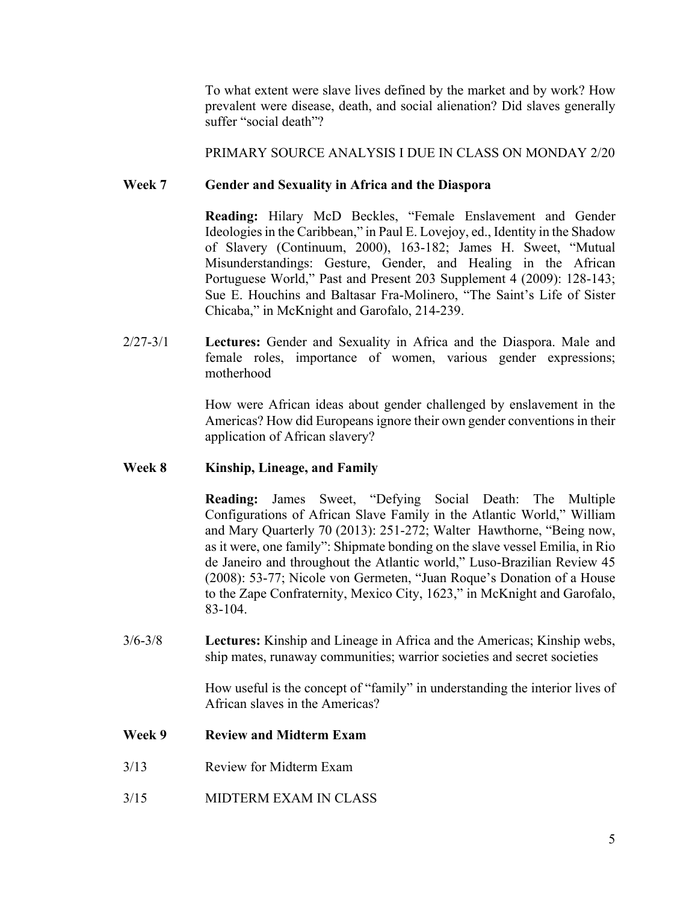To what extent were slave lives defined by the market and by work? How prevalent were disease, death, and social alienation? Did slaves generally suffer "social death"?

PRIMARY SOURCE ANALYSIS I DUE IN CLASS ON MONDAY 2/20

### Week 7 Gender and Sexuality in Africa and the Diaspora

**Reading:** Hilary McD Beckles, "Female Enslavement and Gender Ideologies in the Caribbean," in Paul E. Lovejoy, ed., Identity in the Shadow of Slavery (Continuum, 2000), 163-182; James H. Sweet, "Mutual Misunderstandings: Gesture, Gender, and Healing in the African Portuguese World," Past and Present 203 Supplement 4 (2009): 128-143; Sue E. Houchins and Baltasar Fra-Molinero, "The Saint's Life of Sister Chicaba," in McKnight and Garofalo, 214-239.

2/27-3/1 **Lectures:** Gender and Sexuality in Africa and the Diaspora. Male and female roles, importance of women, various gender expressions; motherhood

How were African ideas about gender challenged by enslavement in the Americas? How did Europeans ignore their own gender conventions in their application of African slavery?

### Week 8 Kinship, Lineage, and Family

**Reading:** James Sweet, "Defying Social Death: The Multiple Configurations of African Slave Family in the Atlantic World," William and Mary Quarterly 70 (2013): 251-272; Walter Hawthorne, "Being now, as it were, one family": Shipmate bonding on the slave vessel Emilia, in Rio de Janeiro and throughout the Atlantic world," Luso-Brazilian Review 45 (2008): 53-77; Nicole von Germeten, "Juan Roque's Donation of a House to the Zape Confraternity, Mexico City, 1623," in McKnight and Garofalo, 83-104.

3/6-3/8 **Lectures:** Kinship and Lineage in Africa and the Americas; Kinship webs, ship mates, runaway communities; warrior societies and secret societies

How useful is the concept of "family" in understanding the interior lives of African slaves in the Americas?

### Week 9 Review and Midterm Exam

3/13 Review for Midterm Exam

3/15 MIDTERM EXAM IN CLASS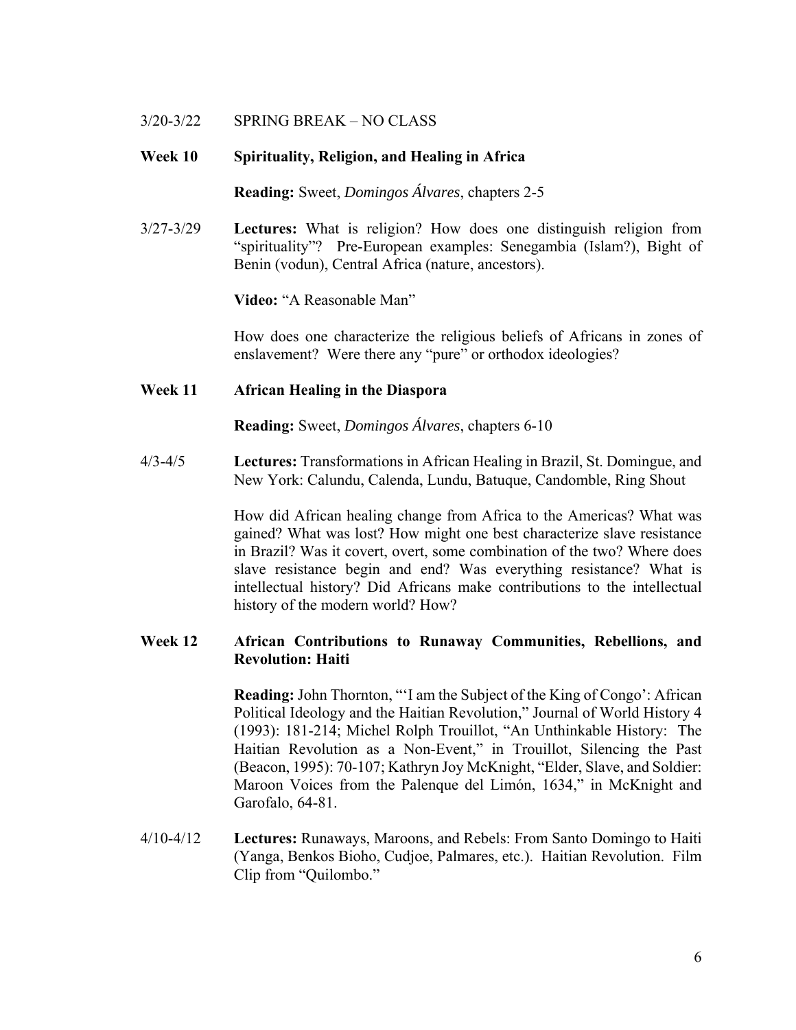3/20-3/22 SPRING BREAK – NO CLASS

**Week 10 Spirituality, Religion, and Healing in Africa**

**Reading:** Sweet, *Domingos Álvares*, chapters 2-5

3/27-3/29 **Lectures:** What is religion? How does one distinguish religion from "spirituality"? Pre-European examples: Senegambia (Islam?), Bight of Benin (vodun), Central Africa (nature, ancestors).

**Video:** "A Reasonable Man"

How does one characterize the religious beliefs of Africans in zones of enslavement? Were there any "pure" or orthodox ideologies?

**Week 11 African Healing in the Diaspora**

**Reading:** Sweet, *Domingos Álvares*, chapters 6-10

4/3-4/5 **Lectures:** Transformations in African Healing in Brazil, St. Domingue, and New York: Calundu, Calenda, Lundu, Batuque, Candomble, Ring Shout

How did African healing change from Africa to the Americas? What was gained? What was lost? How might one best characterize slave resistance in Brazil? Was it covert, overt, some combination of the two? Where does slave resistance begin and end? Was everything resistance? What is intellectual history? Did Africans make contributions to the intellectual history of the modern world? How?

**Week 12 African Contributions to Runaway Communities, Rebellions, and Revolution: Haiti**

**Reading:** John Thornton, "'I am the Subject of the King of Congo': African Political Ideology and the Haitian Revolution," Journal of World History 4 (1993): 181-214; Michel Rolph Trouillot, "An Unthinkable History: The Haitian Revolution as a Non-Event," in Trouillot, Silencing the Past (Beacon, 1995): 70-107; Kathryn Joy McKnight, "Elder, Slave, and Soldier: Maroon Voices from the Palenque del Limón, 1634," in McKnight and Garofalo, 64-81.

4/10-4/12 **Lectures:** Runaways, Maroons, and Rebels: From Santo Domingo to Haiti (Yanga, Benkos Bioho, Cudjoe, Palmares, etc.). Haitian Revolution. Film Clip from "Quilombo."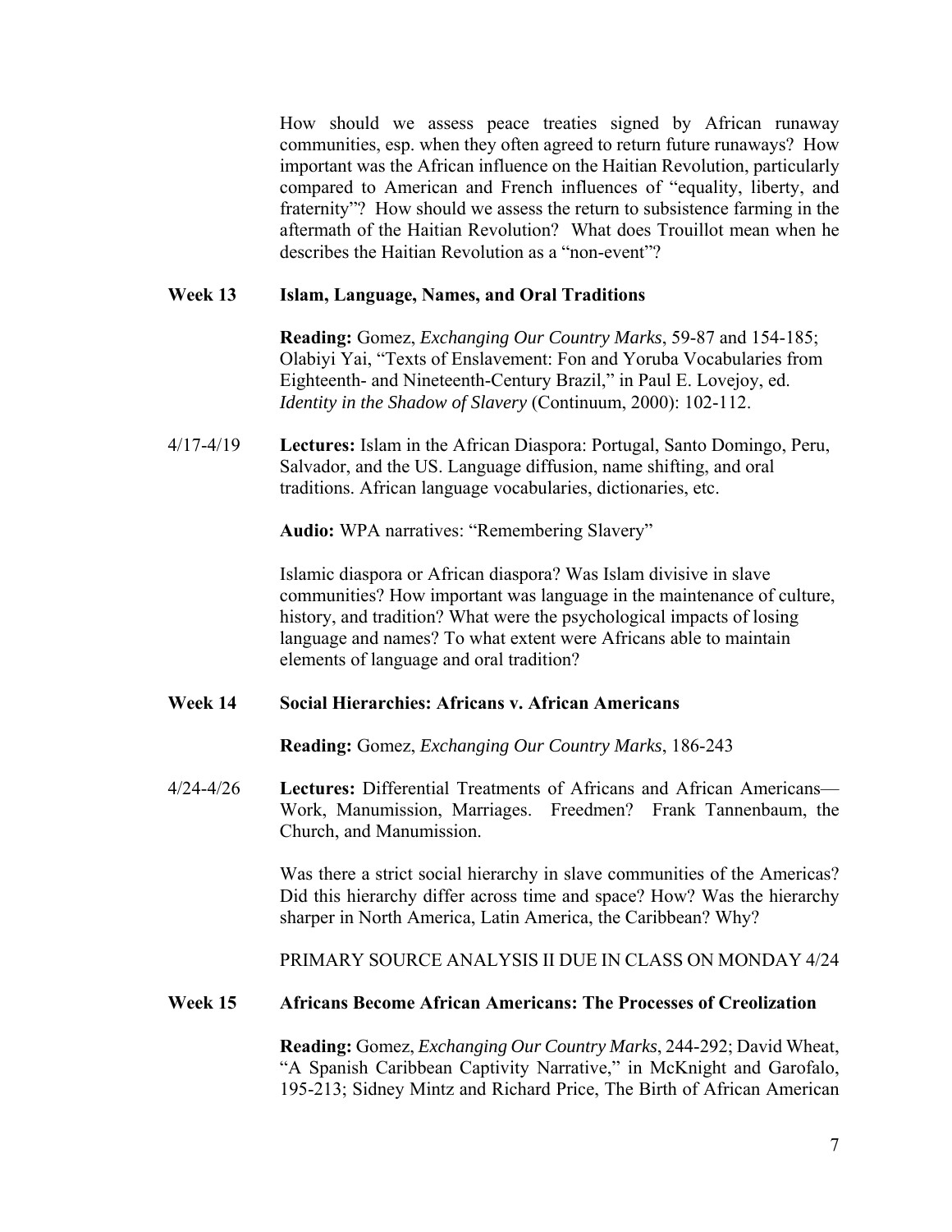How should we assess peace treaties signed by African runaway communities, esp. when they often agreed to return future runaways? How important was the African influence on the Haitian Revolution, particularly compared to American and French influences of "equality, liberty, and fraternity"? How should we assess the return to subsistence farming in the aftermath of the Haitian Revolution? What does Trouillot mean when he describes the Haitian Revolution as a "non-event"?

**Week 13 Islam, Language, Names, and Oral Traditions**

**Reading:** Gomez, *Exchanging Our Country Marks*, 59-87 and 154-185; Olabiyi Yai, "Texts of Enslavement: Fon and Yoruba Vocabularies from Eighteenth- and Nineteenth-Century Brazil," in Paul E. Lovejoy, ed. *Identity in the Shadow of Slavery* (Continuum, 2000): 102-112.

4/17-4/19 **Lectures:** Islam in the African Diaspora: Portugal, Santo Domingo, Peru, Salvador, and the US. Language diffusion, name shifting, and oral traditions. African language vocabularies, dictionaries, etc.

**Audio:** WPA narratives: "Remembering Slavery"

Islamic diaspora or African diaspora? Was Islam divisive in slave communities? How important was language in the maintenance of culture, history, and tradition? What were the psychological impacts of losing language and names? To what extent were Africans able to maintain elements of language and oral tradition?

**Week 14 Social Hierarchies: Africans v. African Americans**

**Reading:** Gomez, *Exchanging Our Country Marks*, 186-243

4/24-4/26 **Lectures:** Differential Treatments of Africans and African Americans—Work, Manumission, Marriages. Freedmen? Frank Tannenbaum, the Church, and Manumission.

Was there a strict social hierarchy in slave communities of the Americas? Did this hierarchy differ across time and space? How? Was the hierarchy sharper in North America, Latin America, the Caribbean? Why?

PRIMARY SOURCE ANALYSIS II DUE IN CLASS ON MONDAY 4/24

**Week 15 Africans Become African Americans: The Processes of Creolization**

**Reading:** Gomez, *Exchanging Our Country Marks*, 244-292; David Wheat, "A Spanish Caribbean Captivity Narrative," in McKnight and Garofalo, 195-213; Sidney Mintz and Richard Price, The Birth of African American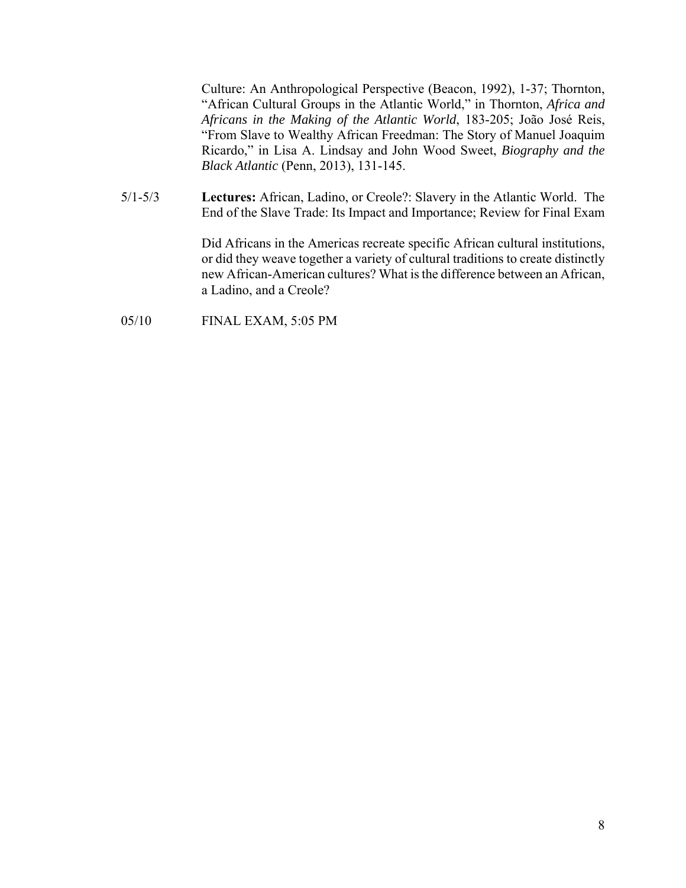Culture: An Anthropological Perspective (Beacon, 1992), 1-37; Thornton, "African Cultural Groups in the Atlantic World," in Thornton, *Africa and Africans in the Making of the Atlantic World*, 183-205; João José Reis, "From Slave to Wealthy African Freedman: The Story of Manuel Joaquim Ricardo," in Lisa A. Lindsay and John Wood Sweet, *Biography and the Black Atlantic* (Penn, 2013), 131-145.

5/1-5/3 **Lectures:** African, Ladino, or Creole?: Slavery in the Atlantic World. The End of the Slave Trade: Its Impact and Importance; Review for Final Exam

Did Africans in the Americas recreate specific African cultural institutions, or did they weave together a variety of cultural traditions to create distinctly new African-American cultures? What is the difference between an African, a Ladino, and a Creole?

05/10 FINAL EXAM, 5:05 PM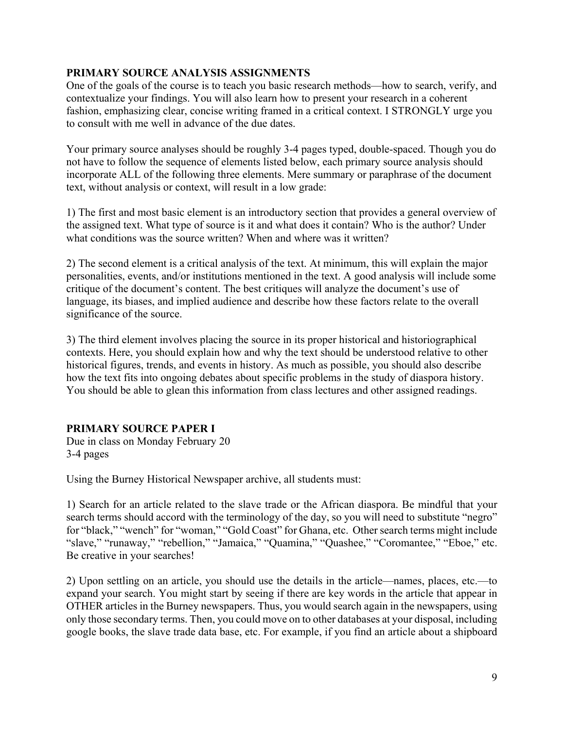## PRIMARY SOURCE ANALYSIS ASSIGNMENTS

One of the goals of the course is to teach you basic research methods—how to search, verify, and contextualize your findings. You will also learn how to present your research in a coherent fashion, emphasizing clear, concise writing framed in a critical context. I STRONGLY urge you to consult with me well in advance of the due dates.

Your primary source analyses should be roughly 3-4 pages typed, double-spaced. Though you do not have to follow the sequence of elements listed below, each primary source analysis should incorporate ALL of the following three elements. Mere summary or paraphrase of the document text, without analysis or context, will result in a low grade:

1) The first and most basic element is an introductory section that provides a general overview of the assigned text. What type of source is it and what does it contain? Who is the author? Under what conditions was the source written? When and where was it written?

2) The second element is a critical analysis of the text. At minimum, this will explain the major personalities, events, and/or institutions mentioned in the text. A good analysis will include some critique of the document's content. The best critiques will analyze the document's use of language, its biases, and implied audience and describe how these factors relate to the overall significance of the source.

3) The third element involves placing the source in its proper historical and historiographical contexts. Here, you should explain how and why the text should be understood relative to other historical figures, trends, and events in history. As much as possible, you should also describe how the text fits into ongoing debates about specific problems in the study of diaspora history. You should be able to glean this information from class lectures and other assigned readings.

## PRIMARY SOURCE PAPER I

Due in class on Monday February 20
3-4 pages

Using the Burney Historical Newspaper archive, all students must:

1) Search for an article related to the slave trade or the African diaspora. Be mindful that your search terms should accord with the terminology of the day, so you will need to substitute "negro" for "black," "wench" for "woman," "Gold Coast" for Ghana, etc. Other search terms might include "slave," "runaway," "rebellion," "Jamaica," "Quamina," "Quashee," "Coromantee," "Eboe," etc. Be creative in your searches!

2) Upon settling on an article, you should use the details in the article—names, places, etc.—to expand your search. You might start by seeing if there are key words in the article that appear in OTHER articles in the Burney newspapers. Thus, you would search again in the newspapers, using only those secondary terms. Then, you could move on to other databases at your disposal, including google books, the slave trade data base, etc. For example, if you find an article about a shipboard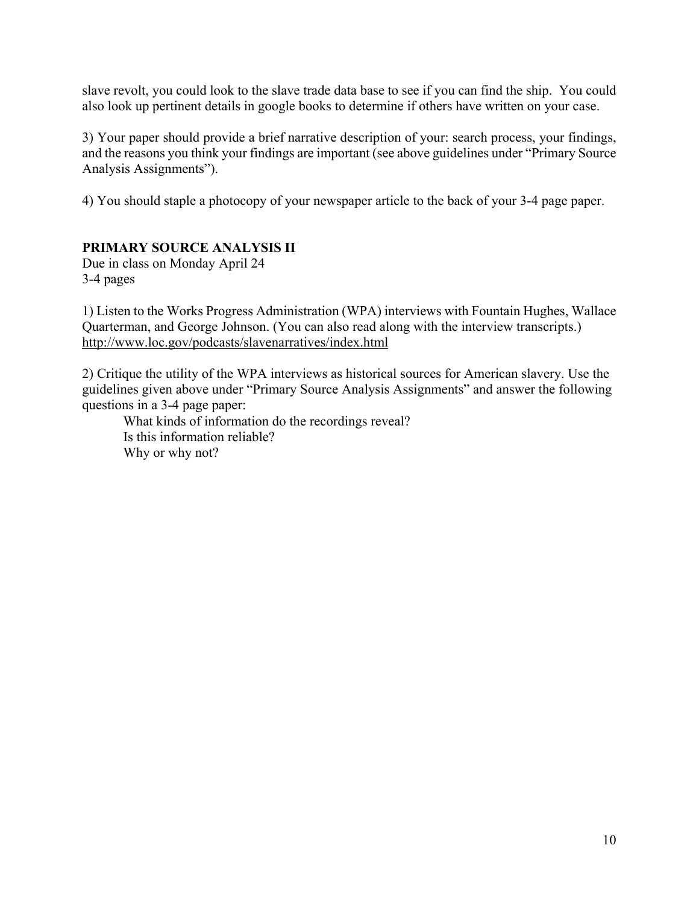slave revolt, you could look to the slave trade data base to see if you can find the ship. You could also look up pertinent details in google books to determine if others have written on your case.

3) Your paper should provide a brief narrative description of your: search process, your findings, and the reasons you think your findings are important (see above guidelines under "Primary Source Analysis Assignments").

4) You should staple a photocopy of your newspaper article to the back of your 3-4 page paper.

**PRIMARY SOURCE ANALYSIS II**
Due in class on Monday April 24
3-4 pages

1) Listen to the Works Progress Administration (WPA) interviews with Fountain Hughes, Wallace Quarterman, and George Johnson. (You can also read along with the interview transcripts.)
http://www.loc.gov/podcasts/slavenarratives/index.html

2) Critique the utility of the WPA interviews as historical sources for American slavery. Use the guidelines given above under "Primary Source Analysis Assignments" and answer the following questions in a 3-4 page paper:

What kinds of information do the recordings reveal?
Is this information reliable?
Why or why not?